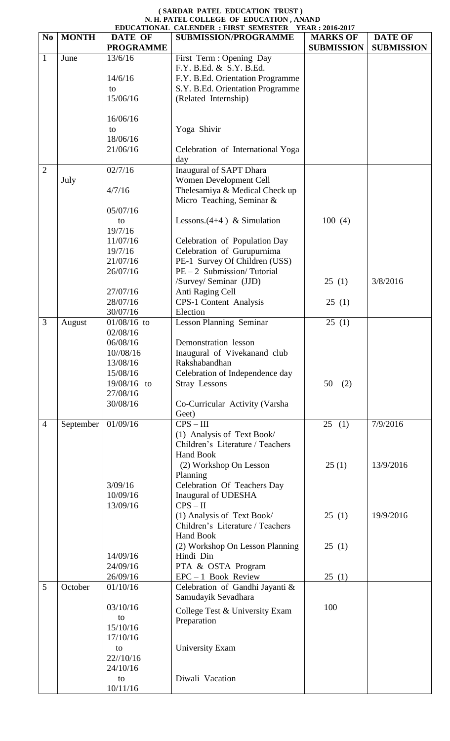**( SARDAR PATEL EDUCATION TRUST )**
**N. H. PATEL COLLEGE OF EDUCATION , ANAND**
**EDUCATIONAL CALENDER : FIRST SEMESTER YEAR : 2016-2017**

| No | MONTH | DATE OF PROGRAMME | SUBMISSION/PROGRAMME | MARKS OF SUBMISSION | DATE OF SUBMISSION |
|---|---|---|---|---|---|
| 1 | June | 13/6/16 | First Term : Opening Day F.Y. B.Ed. & S.Y. B.Ed. | | |
| | | 14/6/16 to 15/06/16 | F.Y. B.Ed. Orientation Programme S.Y. B.Ed. Orientation Programme (Related Internship) | | |
| | | 16/06/16 to 18/06/16 | Yoga Shivir | | |
| | | 21/06/16 | Celebration of International Yoga day | | |
| 2 | July | 02/7/16 | Inaugural of SAPT Dhara Women Development Cell | | |
| | | 4/7/16 | Thelesamiya & Medical Check up | | |
| | | 05/07/16 to 19/7/16 | Micro Teaching, Seminar & Lessons.(4+4 ) & Simulation | 100 (4) | |
| | | 11/07/16 | Celebration of Population Day | | |
| | | 19/7/16 | Celebration of Gurupurnima | | |
| | | 21/07/16 | PE-1 Survey Of Children (USS) | | |
| | | 26/07/16 | PE – 2 Submission/ Tutorial /Survey/ Seminar (JJD) | 25 (1) | 3/8/2016 |
| | | 27/07/16 | Anti Raging Cell | | |
| | | 28/07/16 | CPS-1 Content Analysis | 25 (1) | |
| | | 30/07/16 | Election | | |
| 3 | August | 01/08/16 to 02/08/16 | Lesson Planning Seminar | 25 (1) | |
| | | 06/08/16 | Demonstration lesson | | |
| | | 10//08/16 | Inaugural of Vivekanand club | | |
| | | 13/08/16 | Rakshabandhan | | |
| | | 15/08/16 | Celebration of Independence day | | |
| | | 19/08/16 to 27/08/16 | Stray Lessons | 50 (2) | |
| | | 30/08/16 | Co-Curricular Activity (Varsha Geet) | | |
| 4 | September | 01/09/16 | CPS – III (1) Analysis of Text Book/ Children's Literature / Teachers Hand Book | 25 (1) | 7/9/2016 |
| | | | (2) Workshop On Lesson Planning | 25 (1) | 13/9/2016 |
| | | 3/09/16 | Celebration Of Teachers Day | | |
| | | 10/09/16 | Inaugural of UDESHA | | |
| | | 13/09/16 | CPS – II (1) Analysis of Text Book/ Children's Literature / Teachers Hand Book | 25 (1) | 19/9/2016 |
| | | | (2) Workshop On Lesson Planning | 25 (1) | |
| | | 14/09/16 | Hindi Din | | |
| | | 24/09/16 | PTA & OSTA Program | | |
| | | 26/09/16 | EPC – 1 Book Review | 25 (1) | |
| 5 | October | 01/10/16 | Celebration of Gandhi Jayanti & Samudayik Sevadhara | | |
| | | 03/10/16 to 15/10/16 | College Test & University Exam Preparation | 100 | |
| | | 17/10/16 to 22//10/16 | University Exam | | |
| | | 24/10/16 to 10/11/16 | Diwali Vacation | | |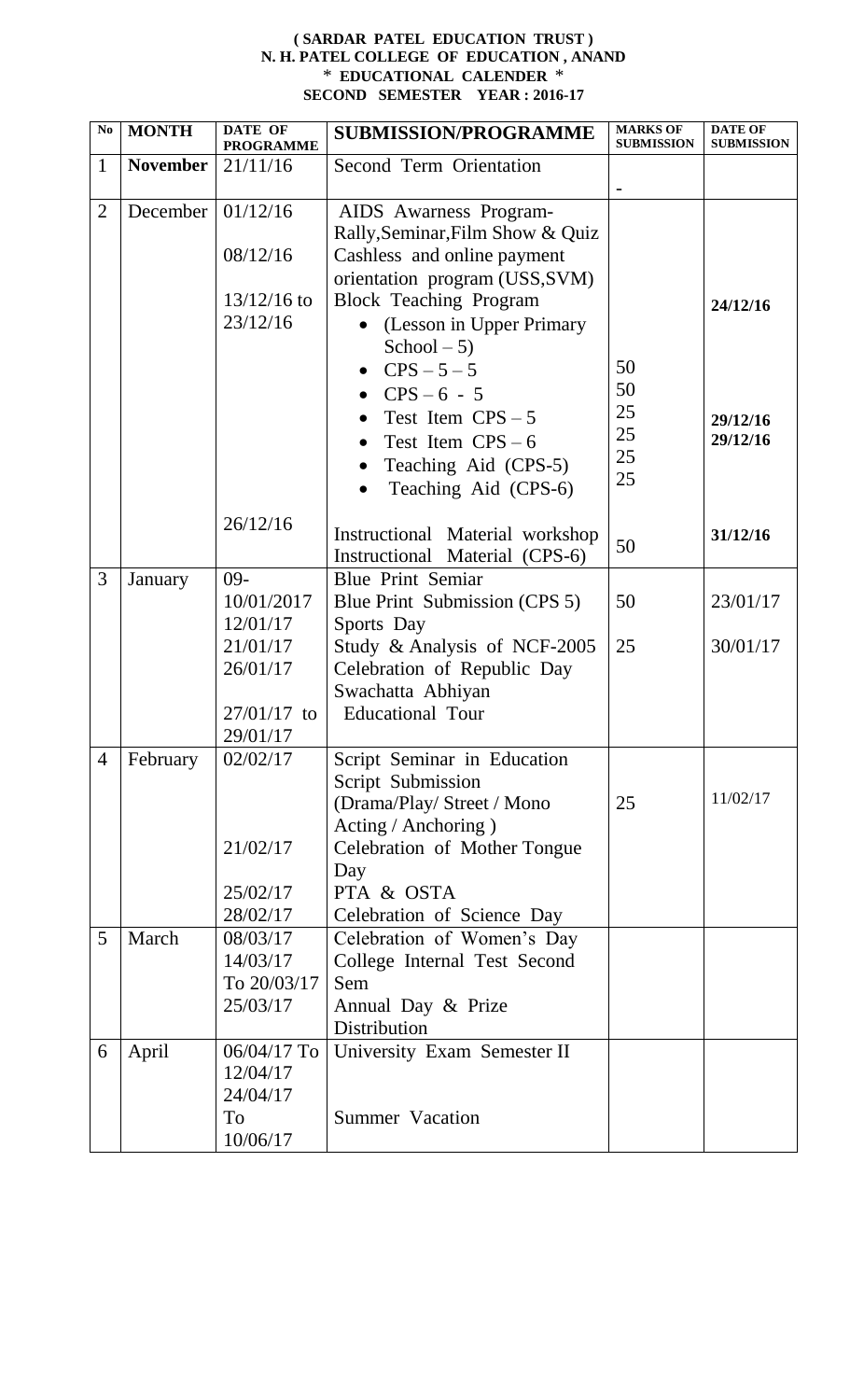**( SARDAR PATEL EDUCATION TRUST )**
**N. H. PATEL COLLEGE OF EDUCATION , ANAND**
**\* EDUCATIONAL CALENDER \***
**SECOND SEMESTER YEAR : 2016-17**

| No | MONTH | DATE OF PROGRAMME | SUBMISSION/PROGRAMME | MARKS OF SUBMISSION | DATE OF SUBMISSION |
|---|---|---|---|---|---|
| 1 | **November** | 21/11/16 | Second Term Orientation | - | |
| 2 | December | 01/12/16 | AIDS Awarness Program- Rally,Seminar,Film Show & Quiz | | |
| | | 08/12/16 | Cashless and online payment orientation program (USS,SVM) | | |
| | | 13/12/16 to 23/12/16 | Block Teaching Program | | **24/12/16** |
| | | | • (Lesson in Upper Primary School – 5) | | |
| | | | • CPS – 5 – 5 | 50 | |
| | | | • CPS – 6 - 5 | 50 | |
| | | | • Test Item CPS – 5 | 25 | **29/12/16** |
| | | | • Test Item CPS – 6 | 25 | **29/12/16** |
| | | | • Teaching Aid (CPS-5) | 25 | |
| | | | • Teaching Aid (CPS-6) | 25 | |
| | | 26/12/16 | Instructional Material workshop Instructional Material (CPS-6) | 50 | **31/12/16** |
| 3 | January | 09-10/01/2017 | Blue Print Semiar Blue Print Submission (CPS 5) | 50 | 23/01/17 |
| | | 12/01/17 | Sports Day | | |
| | | 21/01/17 | Study & Analysis of NCF-2005 | 25 | 30/01/17 |
| | | 26/01/17 | Celebration of Republic Day Swachatta Abhiyan | | |
| | | 27/01/17 to 29/01/17 | Educational Tour | | |
| 4 | February | 02/02/17 | Script Seminar in Education Script Submission (Drama/Play/ Street / Mono Acting / Anchoring ) | 25 | 11/02/17 |
| | | 21/02/17 | Celebration of Mother Tongue Day | | |
| | | 25/02/17 | PTA & OSTA | | |
| | | 28/02/17 | Celebration of Science Day | | |
| 5 | March | 08/03/17 | Celebration of Women's Day | | |
| | | 14/03/17 To 20/03/17 | College Internal Test Second Sem | | |
| | | 25/03/17 | Annual Day & Prize Distribution | | |
| 6 | April | 06/04/17 To 12/04/17 | University Exam Semester II | | |
| | | 24/04/17 To 10/06/17 | Summer Vacation | | |